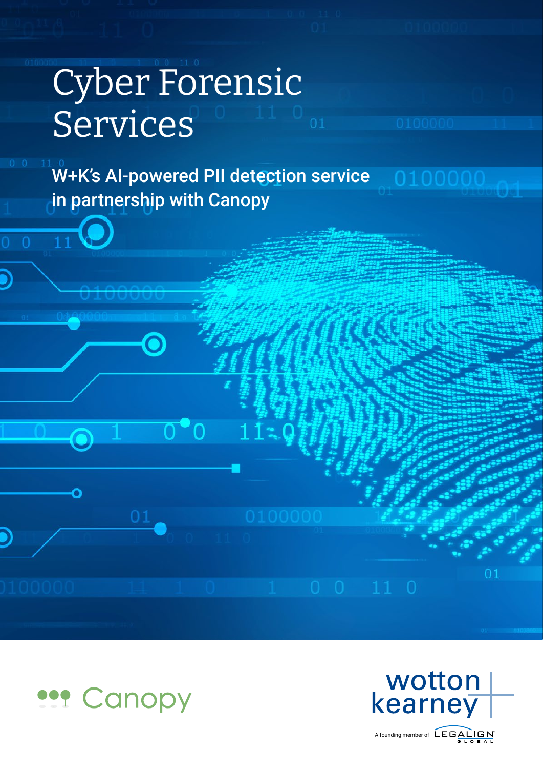# Cyber Forensic Services

## W+K's AI-powered PII detection service in partnership with Canopy

Canopy

wotton kearney

A founding member of LEGALIGN GLOBAL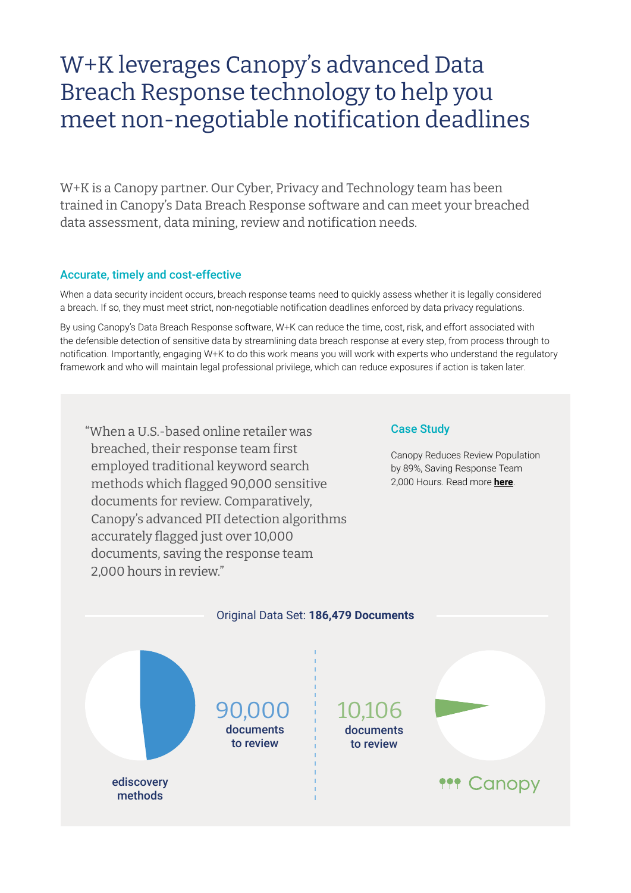# W+K leverages Canopy's advanced Data Breach Response technology to help you meet non-negotiable notification deadlines

W+K is a Canopy partner. Our Cyber, Privacy and Technology team has been trained in Canopy's Data Breach Response software and can meet your breached data assessment, data mining, review and notification needs.

### Accurate, timely and cost-effective

When a data security incident occurs, breach response teams need to quickly assess whether it is legally considered a breach. If so, they must meet strict, non-negotiable notification deadlines enforced by data privacy regulations.

By using Canopy's Data Breach Response software, W+K can reduce the time, cost, risk, and effort associated with the defensible detection of sensitive data by streamlining data breach response at every step, from process through to notification. Importantly, engaging W+K to do this work means you will work with experts who understand the regulatory framework and who will maintain legal professional privilege, which can reduce exposures if action is taken later.

"When a U.S.-based online retailer was breached, their response team first employed traditional keyword search methods which flagged 90,000 sensitive documents for review. Comparatively, Canopy's advanced PII detection algorithms accurately flagged just over 10,000 documents, saving the response team 2,000 hours in review."

### Case Study

Canopy Reduces Review Population by 89%, Saving Response Team 2,000 Hours. Read more **here**.

Original Data Set: **186,479 Documents**

90,000 **documents to review** — **ediscovery methods**

10,106 **documents to review** — Canopy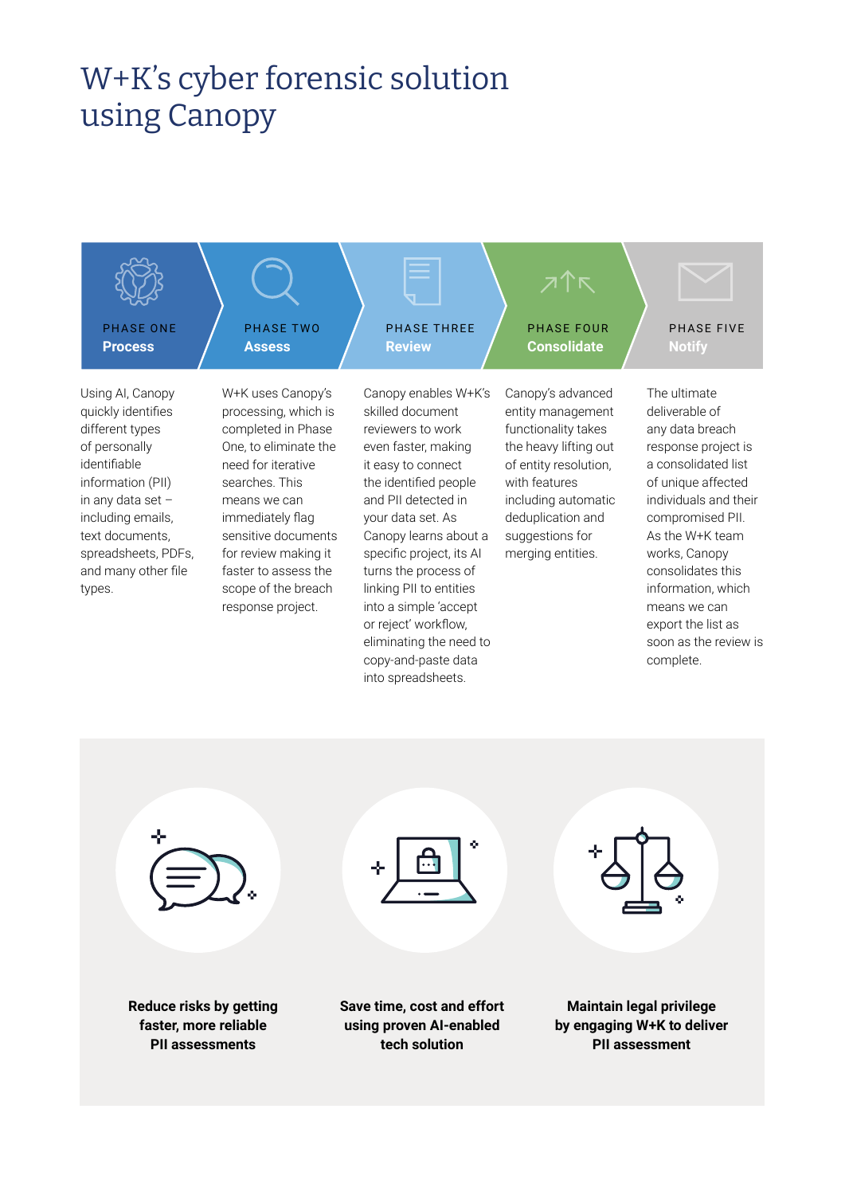# W+K's cyber forensic solution using Canopy

### PHASE ONE
**Process**

Using AI, Canopy quickly identifies different types of personally identifiable information (PII) in any data set – including emails, text documents, spreadsheets, PDFs, and many other file types.

### PHASE TWO
**Assess**

W+K uses Canopy's processing, which is completed in Phase One, to eliminate the need for iterative searches. This means we can immediately flag sensitive documents for review making it faster to assess the scope of the breach response project.

### PHASE THREE
**Review**

Canopy enables W+K's skilled document reviewers to work even faster, making it easy to connect the identified people and PII detected in your data set. As Canopy learns about a specific project, its AI turns the process of linking PII to entities into a simple 'accept or reject' workflow, eliminating the need to copy-and-paste data into spreadsheets.

### PHASE FOUR
**Consolidate**

Canopy's advanced entity management functionality takes the heavy lifting out of entity resolution, with features including automatic deduplication and suggestions for merging entities.

### PHASE FIVE
**Notify**

The ultimate deliverable of any data breach response project is a consolidated list of unique affected individuals and their compromised PII. As the W+K team works, Canopy consolidates this information, which means we can export the list as soon as the review is complete.

---

**Reduce risks by getting faster, more reliable PII assessments**

**Save time, cost and effort using proven AI-enabled tech solution**

**Maintain legal privilege by engaging W+K to deliver PII assessment**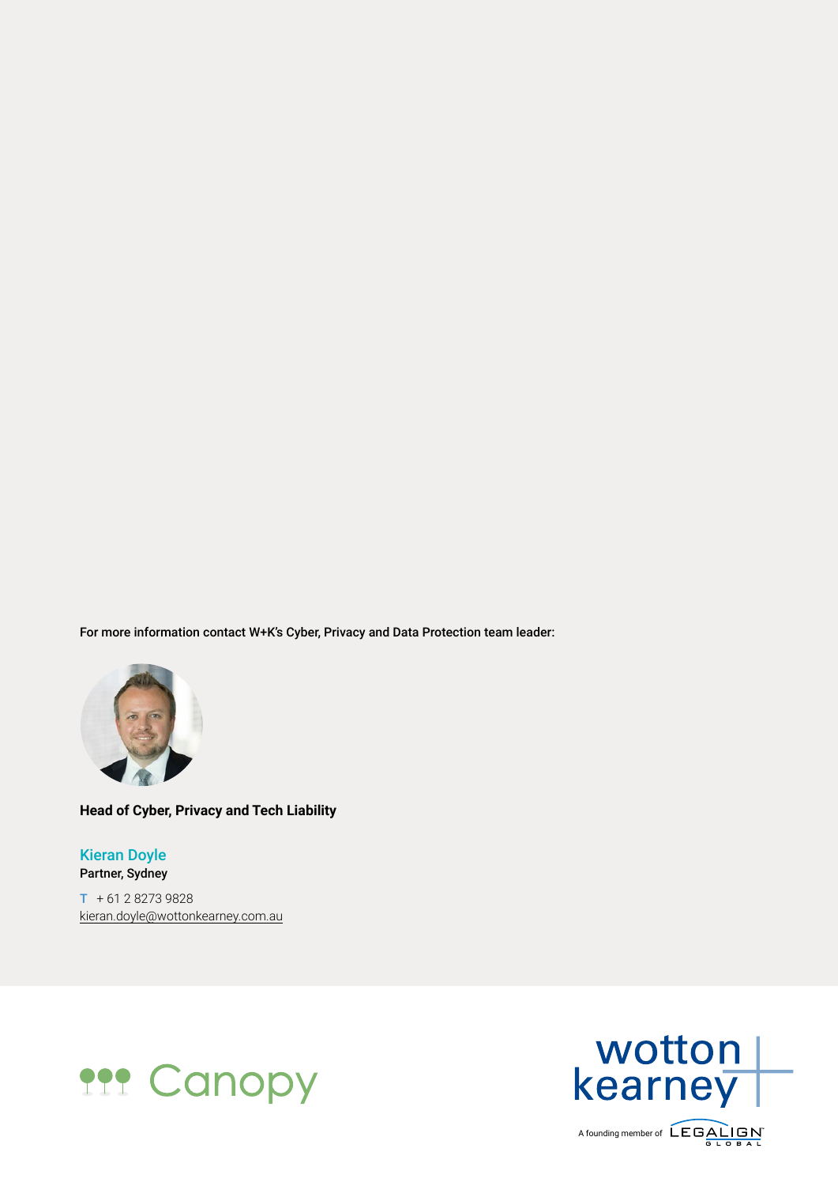For more information contact W+K's Cyber, Privacy and Data Protection team leader:

**Head of Cyber, Privacy and Tech Liability**

**Kieran Doyle**
**Partner, Sydney**

T + 61 2 8273 9828
kieran.doyle@wottonkearney.com.au

Canopy

wotton kearney

A founding member of LEGALIGN GLOBAL